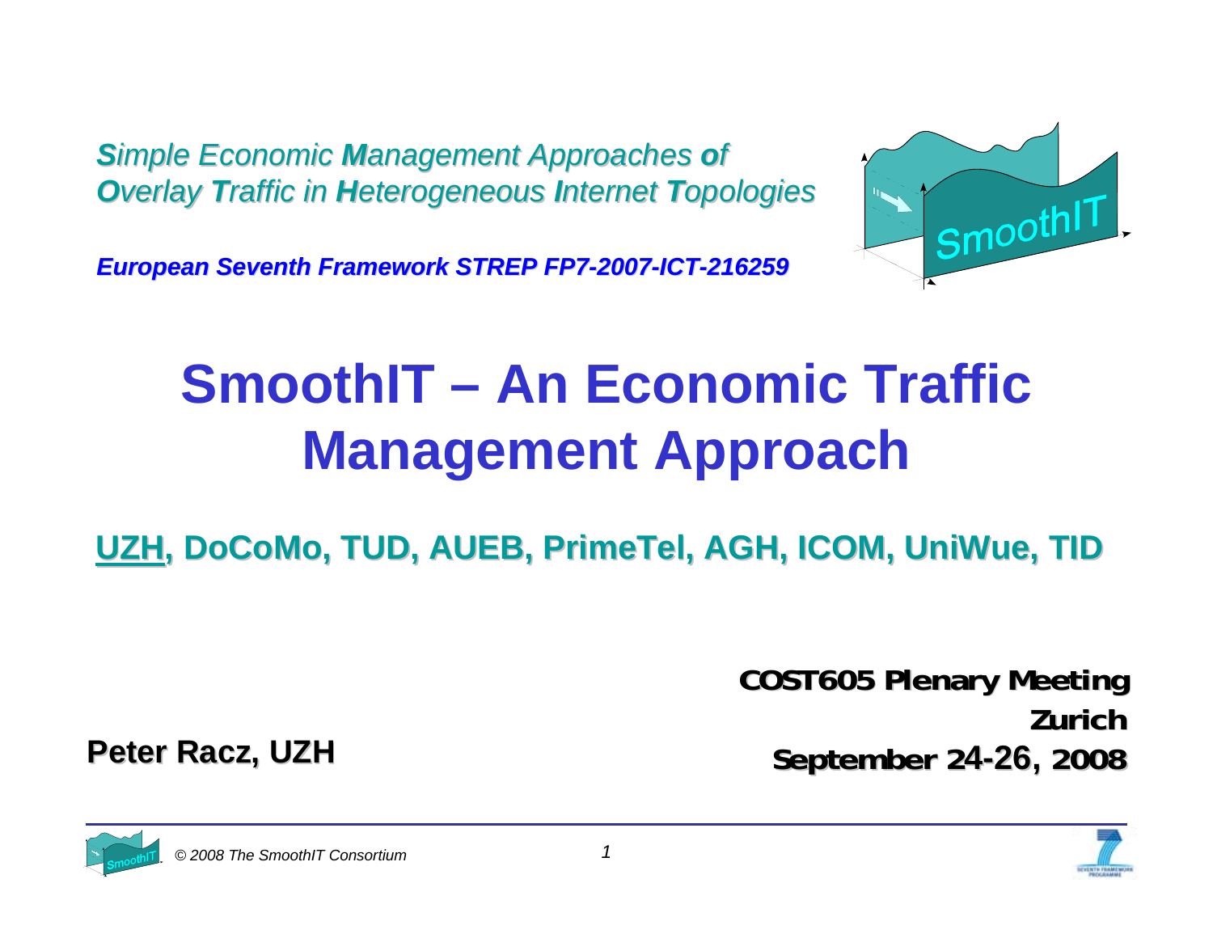***S**imple Economic **M**anagement Approaches **o**f*
***O**verlay **T**raffic in **H**eterogeneous **I**nternet **T**opologies*

***European Seventh Framework STREP FP7-2007-ICT-216259***

# SmoothIT – An Economic Traffic Management Approach

**UZH, DoCoMo, TUD, AUEB, PrimeTel, AGH, ICOM, UniWue, TID**

**COST605 Plenary Meeting**
**Zurich**
**September 24-26, 2008**

**Peter Racz, UZH**

*© 2008 The SmoothIT Consortium*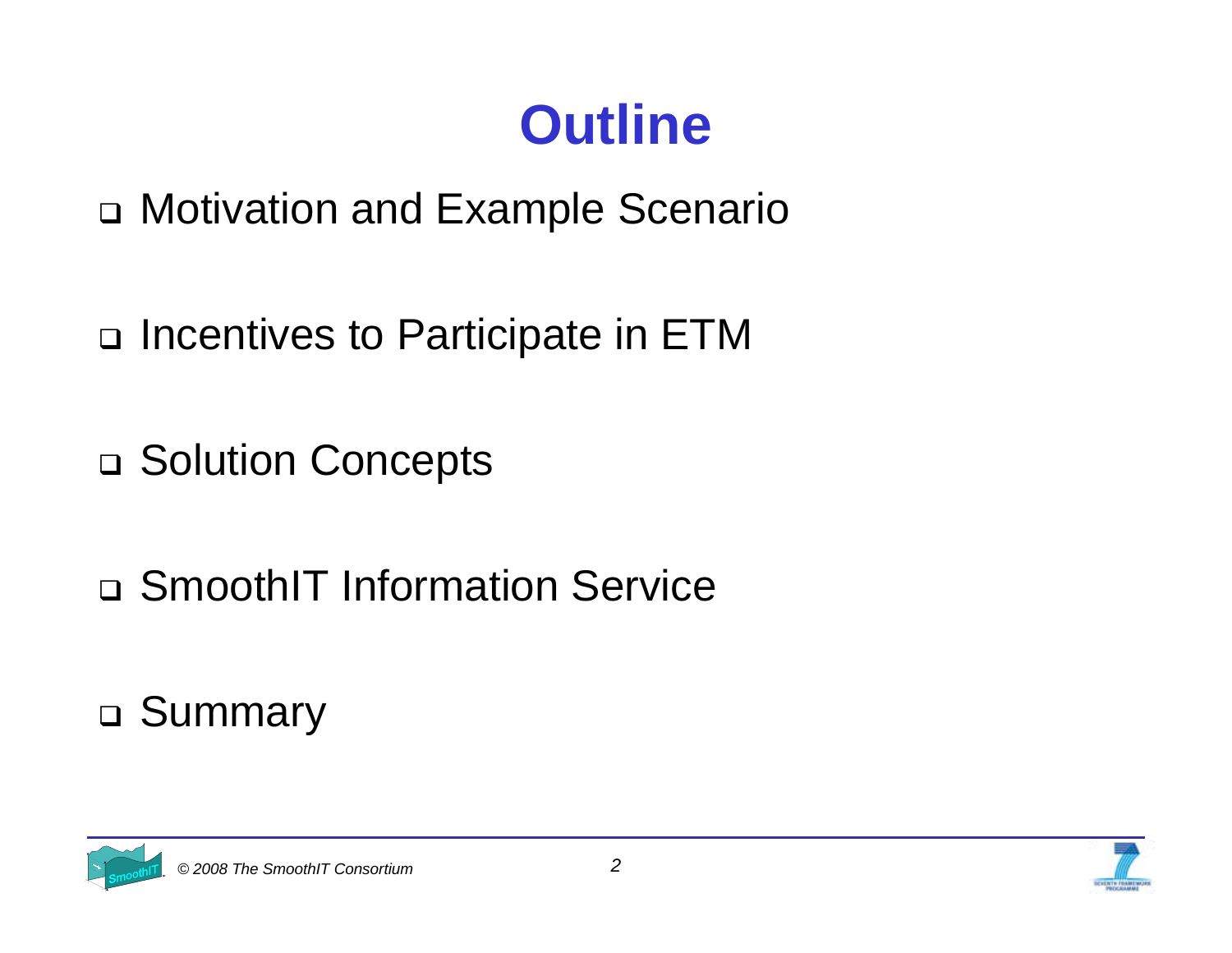# Outline

- Motivation and Example Scenario
- Incentives to Participate in ETM
- Solution Concepts
- SmoothIT Information Service
- Summary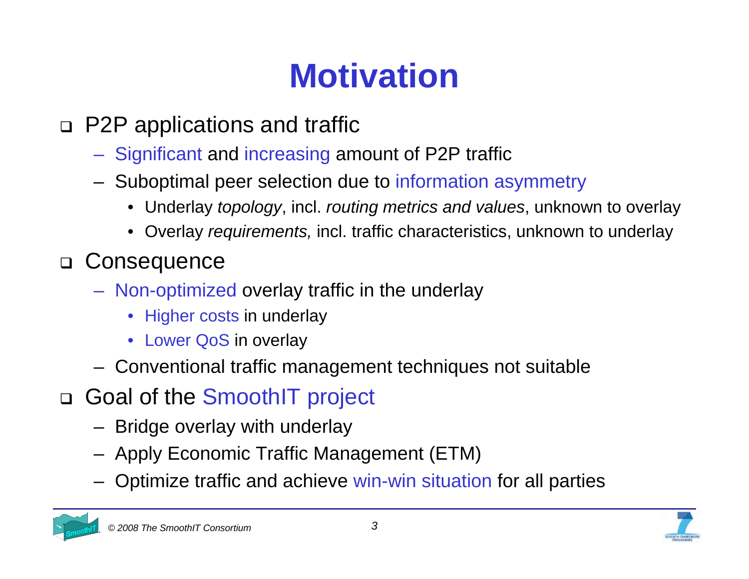# Motivation

- P2P applications and traffic
  - Significant and increasing amount of P2P traffic
  - Suboptimal peer selection due to information asymmetry
    - Underlay *topology*, incl. *routing metrics and values*, unknown to overlay
    - Overlay *requirements,* incl. traffic characteristics, unknown to underlay
- Consequence
  - Non-optimized overlay traffic in the underlay
    - Higher costs in underlay
    - Lower QoS in overlay
  - Conventional traffic management techniques not suitable
- Goal of the SmoothIT project
  - Bridge overlay with underlay
  - Apply Economic Traffic Management (ETM)
  - Optimize traffic and achieve win-win situation for all parties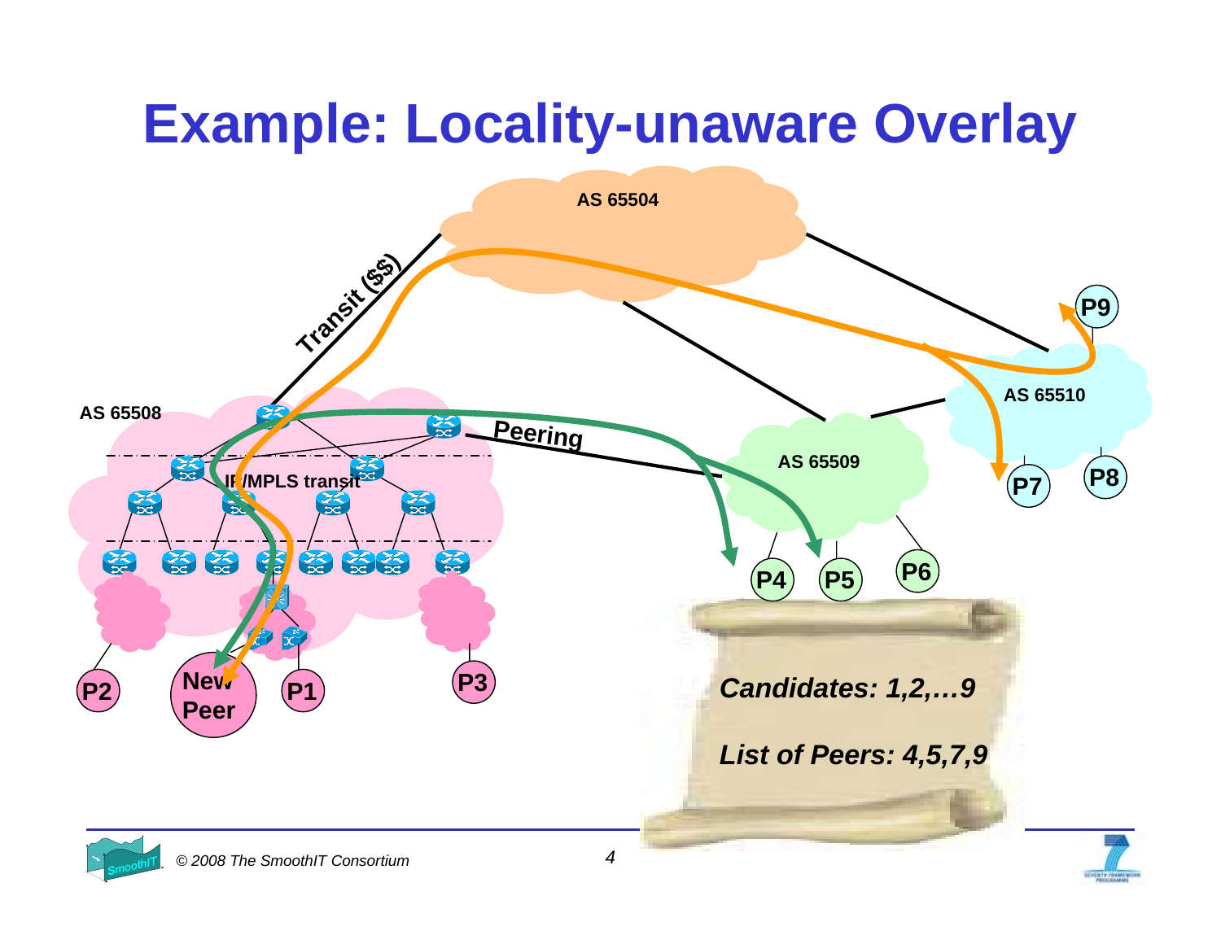# Example: Locality-unaware Overlay

AS 65504

Transit ($$)

AS 65508

Peering

IP/MPLS transit

AS 65509

AS 65510

P9

P7

P8

P4

P5

P6

P2

New Peer

P1

P3

*Candidates: 1,2,…9*

*List of Peers: 4,5,7,9*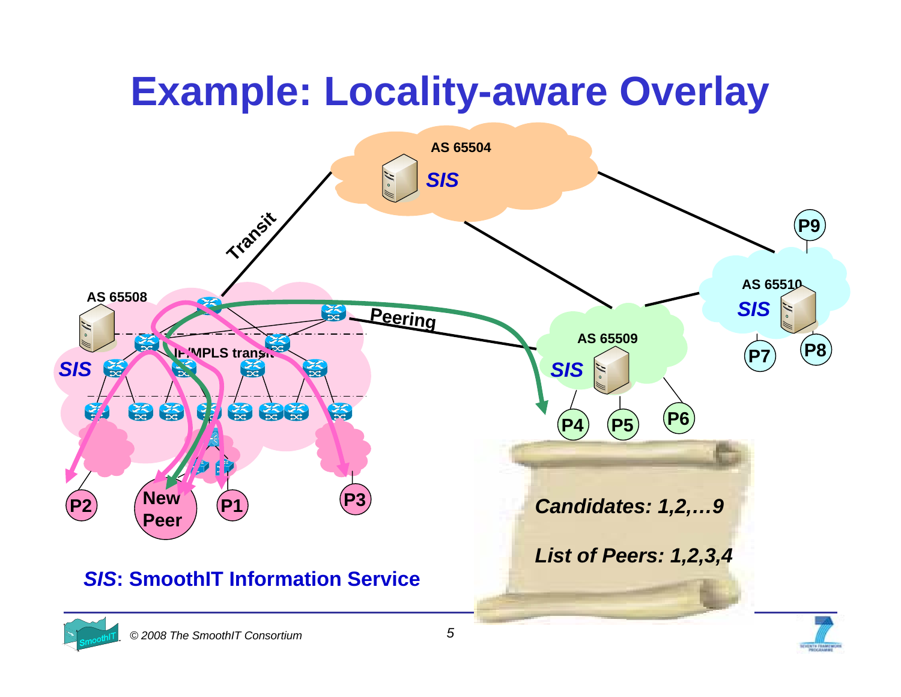# Example: Locality-aware Overlay

AS 65504

SIS

Transit

AS 65508

SIS

IP/MPLS transit

Peering

AS 65509

SIS

AS 65510

SIS

P9

P7

P8

P4

P5

P6

P2

New Peer

P1

P3

*Candidates: 1,2,…9*

*List of Peers: 1,2,3,4*

***SIS*: SmoothIT Information Service**

*© 2008 The SmoothIT Consortium*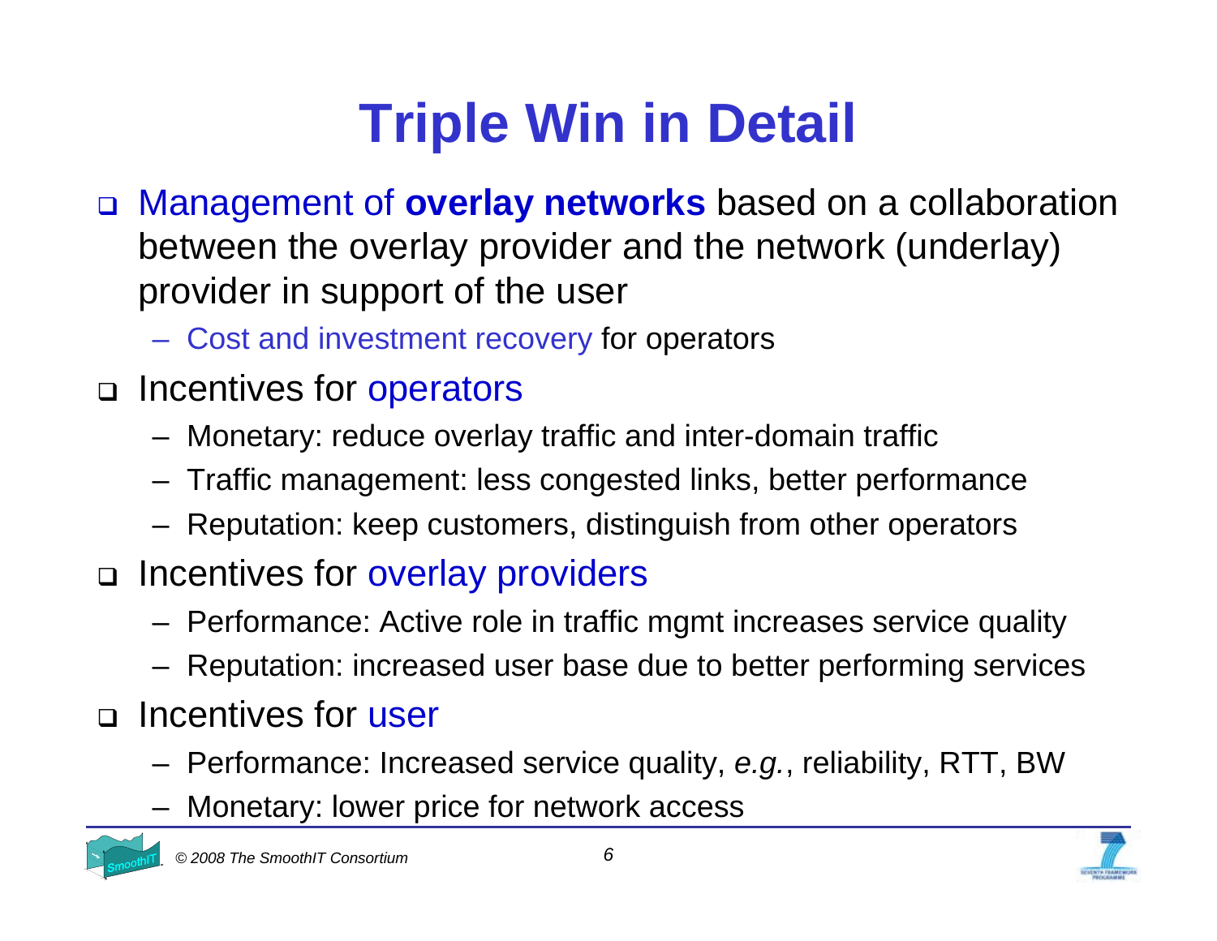# Triple Win in Detail

- Management of **overlay networks** based on a collaboration between the overlay provider and the network (underlay) provider in support of the user
  - Cost and investment recovery for operators
- Incentives for operators
  - Monetary: reduce overlay traffic and inter-domain traffic
  - Traffic management: less congested links, better performance
  - Reputation: keep customers, distinguish from other operators
- Incentives for overlay providers
  - Performance: Active role in traffic mgmt increases service quality
  - Reputation: increased user base due to better performing services
- Incentives for user
  - Performance: Increased service quality, *e.g.*, reliability, RTT, BW
  - Monetary: lower price for network access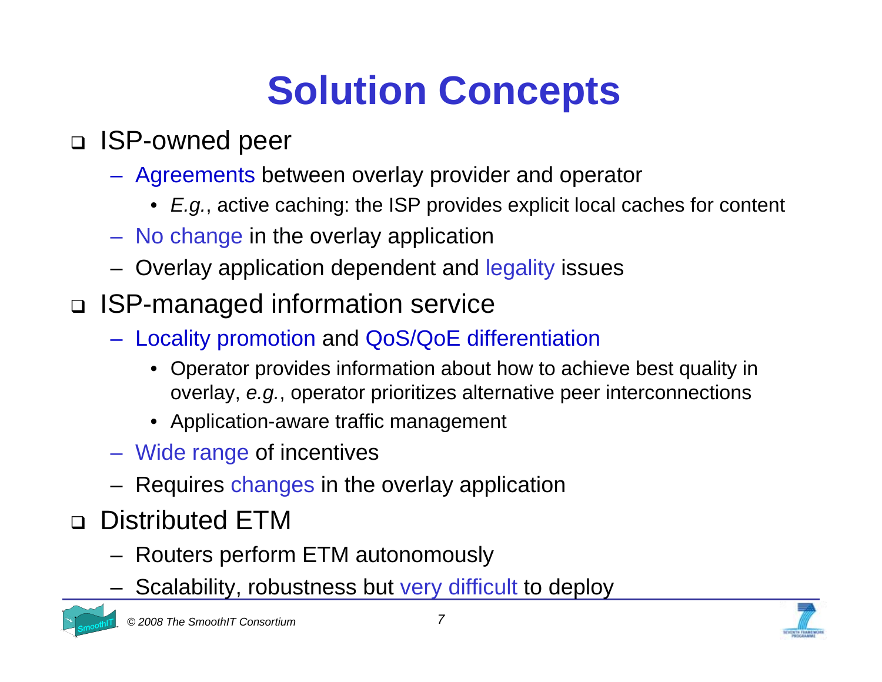# Solution Concepts

- ISP-owned peer
  - Agreements between overlay provider and operator
    - *E.g.*, active caching: the ISP provides explicit local caches for content
  - No change in the overlay application
  - Overlay application dependent and legality issues
- ISP-managed information service
  - Locality promotion and QoS/QoE differentiation
    - Operator provides information about how to achieve best quality in overlay, *e.g.*, operator prioritizes alternative peer interconnections
    - Application-aware traffic management
  - Wide range of incentives
  - Requires changes in the overlay application
- Distributed ETM
  - Routers perform ETM autonomously
  - Scalability, robustness but very difficult to deploy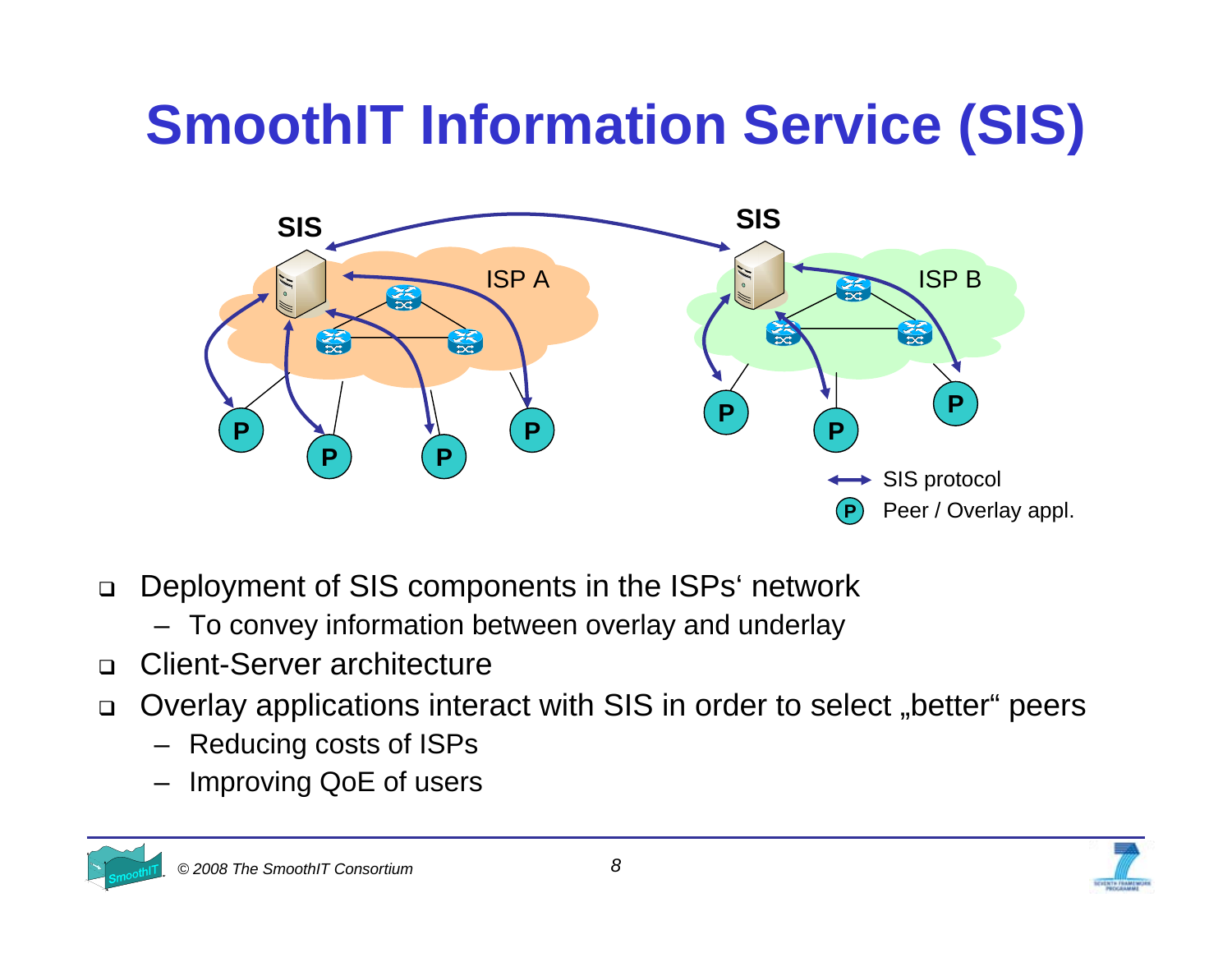# SmoothIT Information Service (SIS)

- Deployment of SIS components in the ISPs‘ network
  - To convey information between overlay and underlay
- Client-Server architecture
- Overlay applications interact with SIS in order to select „better“ peers
  - Reducing costs of ISPs
  - Improving QoE of users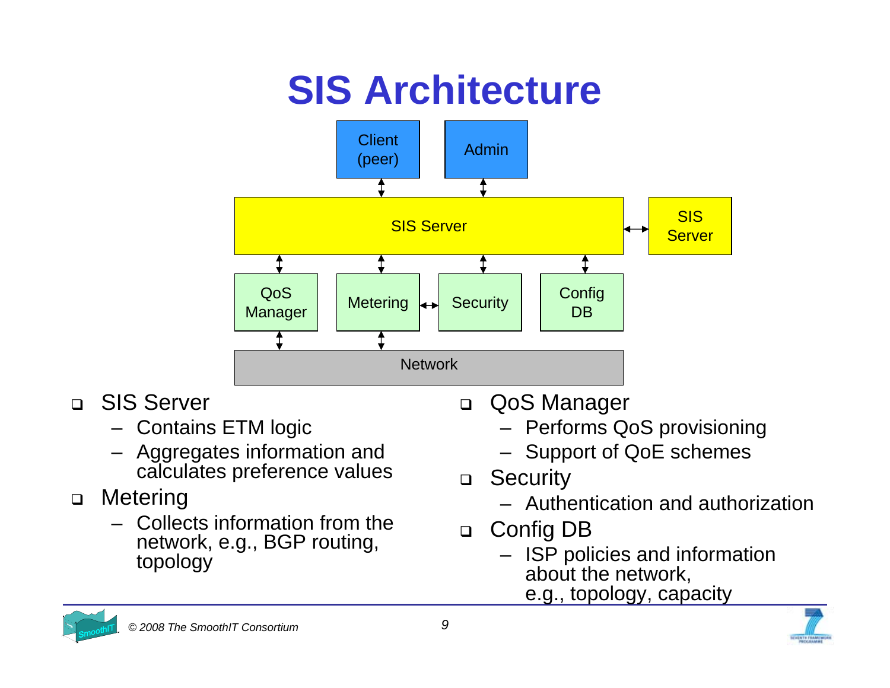# SIS Architecture

Client (peer) | Admin

SIS Server ↔ SIS Server

QoS Manager | Metering ↔ Security | Config DB

Network

- SIS Server
  - Contains ETM logic
  - Aggregates information and calculates preference values
- Metering
  - Collects information from the network, e.g., BGP routing, topology
- QoS Manager
  - Performs QoS provisioning
  - Support of QoE schemes
- Security
  - Authentication and authorization
- Config DB
  - ISP policies and information about the network, e.g., topology, capacity

*© 2008 The SmoothIT Consortium*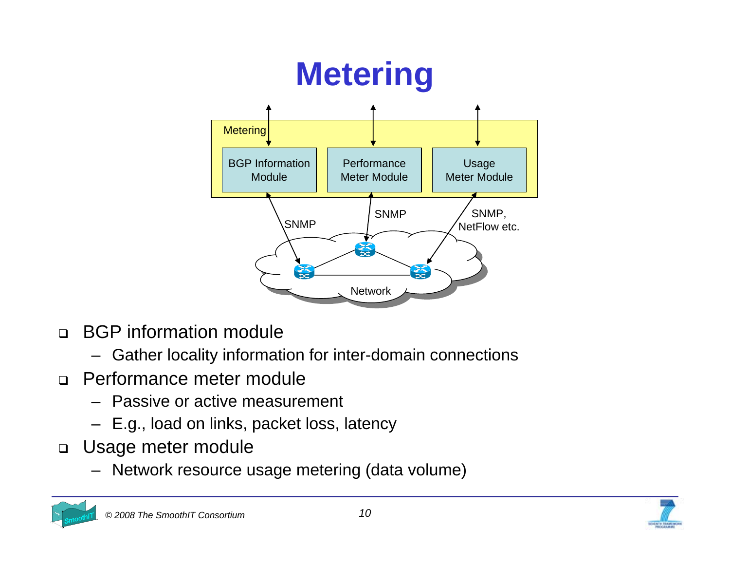# Metering

- BGP information module
  - Gather locality information for inter-domain connections
- Performance meter module
  - Passive or active measurement
  - E.g., load on links, packet loss, latency
- Usage meter module
  - Network resource usage metering (data volume)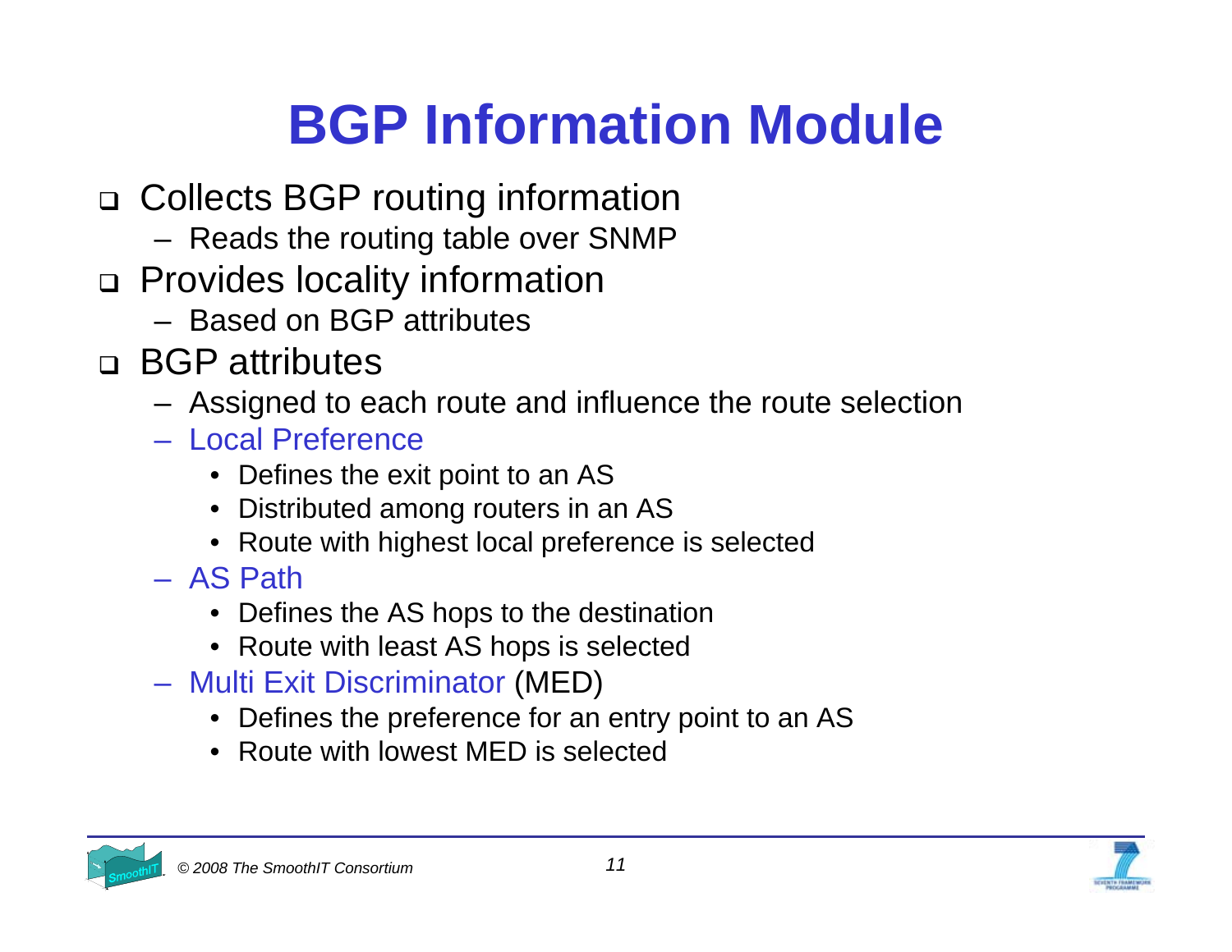# BGP Information Module

- Collects BGP routing information
  - Reads the routing table over SNMP
- Provides locality information
  - Based on BGP attributes
- BGP attributes
  - Assigned to each route and influence the route selection
  - Local Preference
    - Defines the exit point to an AS
    - Distributed among routers in an AS
    - Route with highest local preference is selected
  - AS Path
    - Defines the AS hops to the destination
    - Route with least AS hops is selected
  - Multi Exit Discriminator (MED)
    - Defines the preference for an entry point to an AS
    - Route with lowest MED is selected

© 2008 The SmoothIT Consortium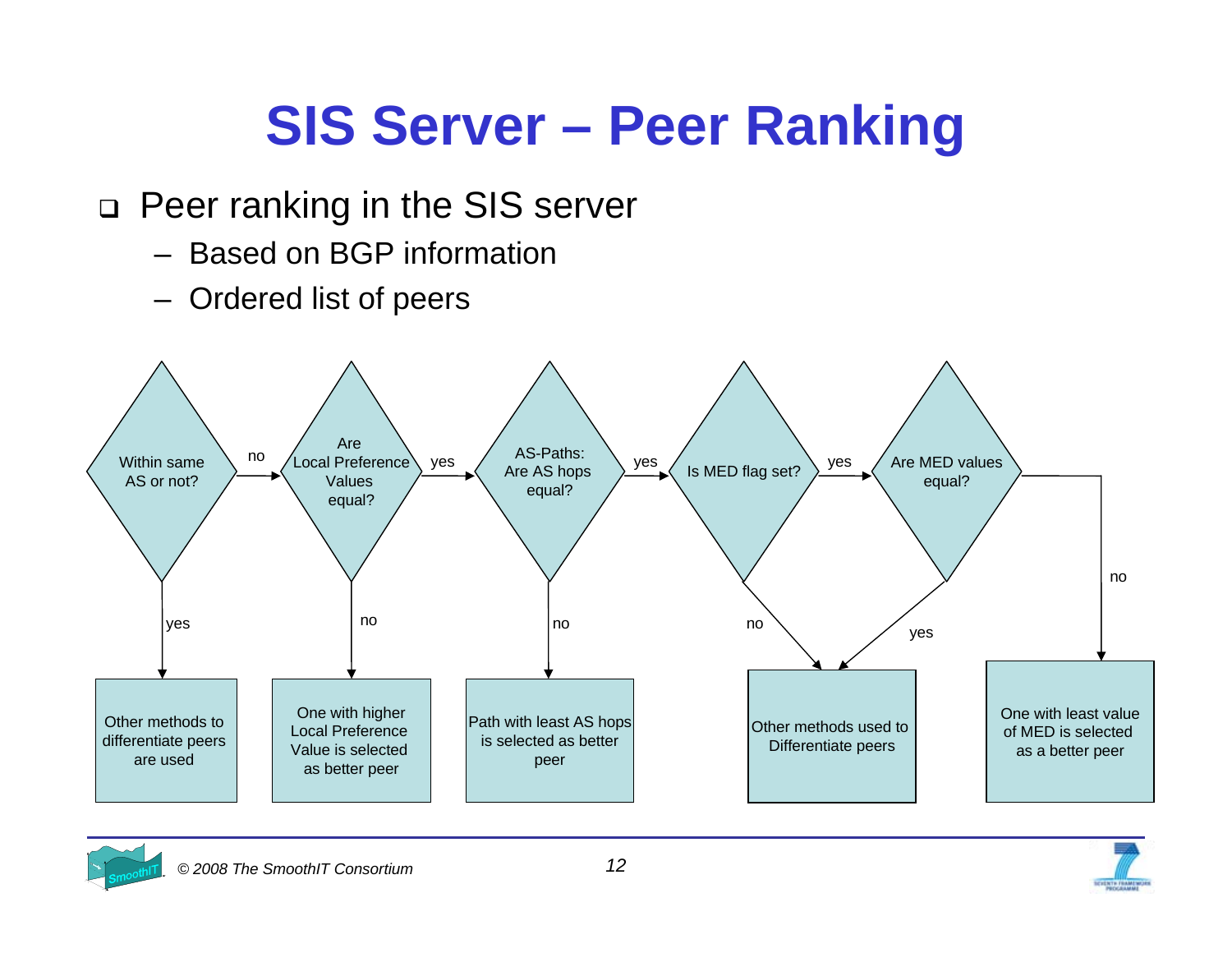# SIS Server – Peer Ranking

- Peer ranking in the SIS server
  - Based on BGP information
  - Ordered list of peers

Within same AS or not?
- yes → Other methods to differentiate peers are used
- no → Are Local Preference Values equal?
  - no → One with higher Local Preference Value is selected as better peer
  - yes → AS-Paths: Are AS hops equal?
    - no → Path with least AS hops is selected as better peer
    - yes → Is MED flag set?
      - no → Other methods used to Differentiate peers
      - yes → Are MED values equal?
        - yes → Other methods used to Differentiate peers
        - no → One with least value of MED is selected as a better peer

© 2008 The SmoothIT Consortium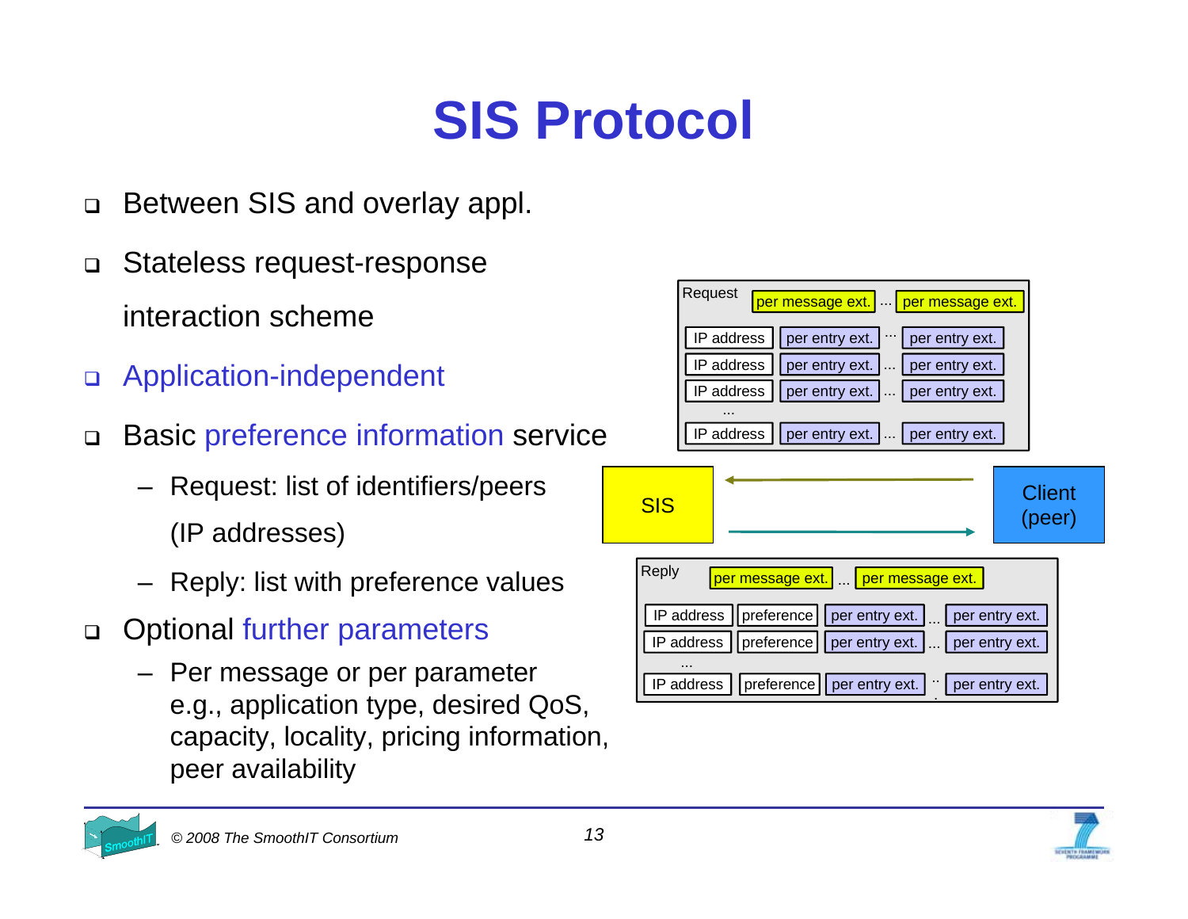# SIS Protocol

- Between SIS and overlay appl.
- Stateless request-response interaction scheme
- Application-independent
- Basic preference information service
  - Request: list of identifiers/peers (IP addresses)
  - Reply: list with preference values
- Optional further parameters
  - Per message or per parameter e.g., application type, desired QoS, capacity, locality, pricing information, peer availability

Request

| per message ext. | ... | per message ext. |
|---|---|---|

| IP address | per entry ext. | ... | per entry ext. |
|---|---|---|---|
| IP address | per entry ext. | ... | per entry ext. |
| IP address | per entry ext. | ... | per entry ext. |
| ... | | | |
| IP address | per entry ext. | ... | per entry ext. |

SIS ⇄ Client (peer)

Reply

| per message ext. | ... | per message ext. |
|---|---|---|

| IP address | preference | per entry ext. | ... | per entry ext. |
|---|---|---|---|---|
| IP address | preference | per entry ext. | ... | per entry ext. |
| ... | | | | |
| IP address | preference | per entry ext. | ... | per entry ext. |

© 2008 The SmoothIT Consortium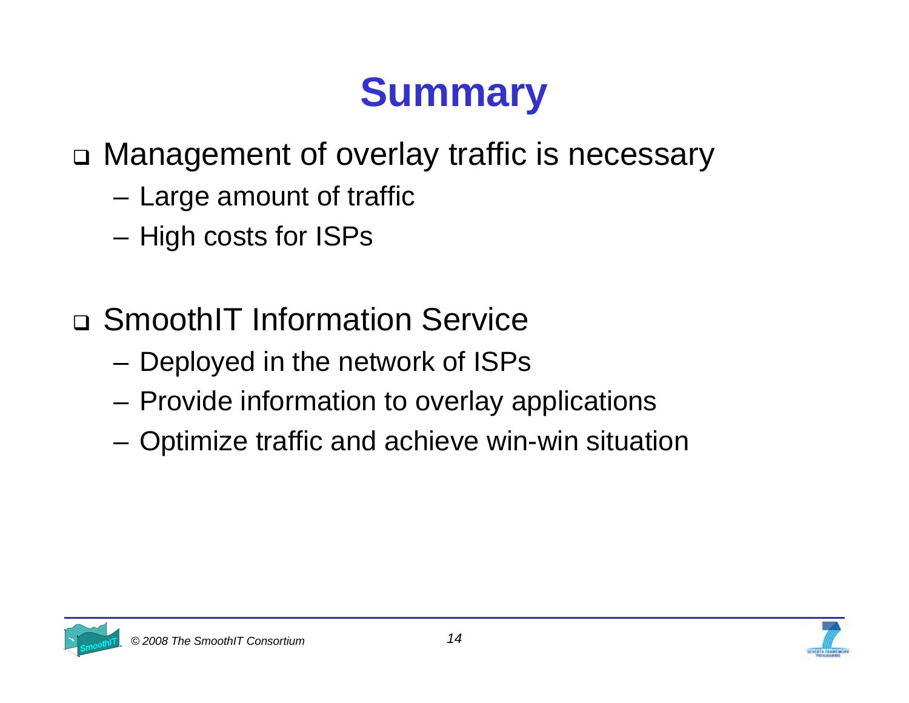# Summary

- Management of overlay traffic is necessary
  - Large amount of traffic
  - High costs for ISPs

- SmoothIT Information Service
  - Deployed in the network of ISPs
  - Provide information to overlay applications
  - Optimize traffic and achieve win-win situation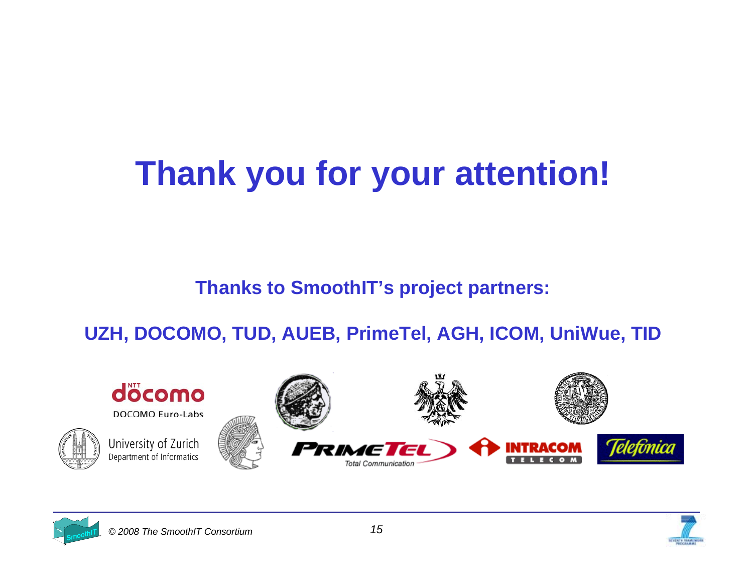# Thank you for your attention!

**Thanks to SmoothIT's project partners:**

**UZH, DOCOMO, TUD, AUEB, PrimeTel, AGH, ICOM, UniWue, TID**

NTT docomo

DOCOMO Euro-Labs

University of Zurich
Department of Informatics

PRIMETEL
Total Communication

INTRACOM
TELECOM

Telefónica

© 2008 The SmoothIT Consortium